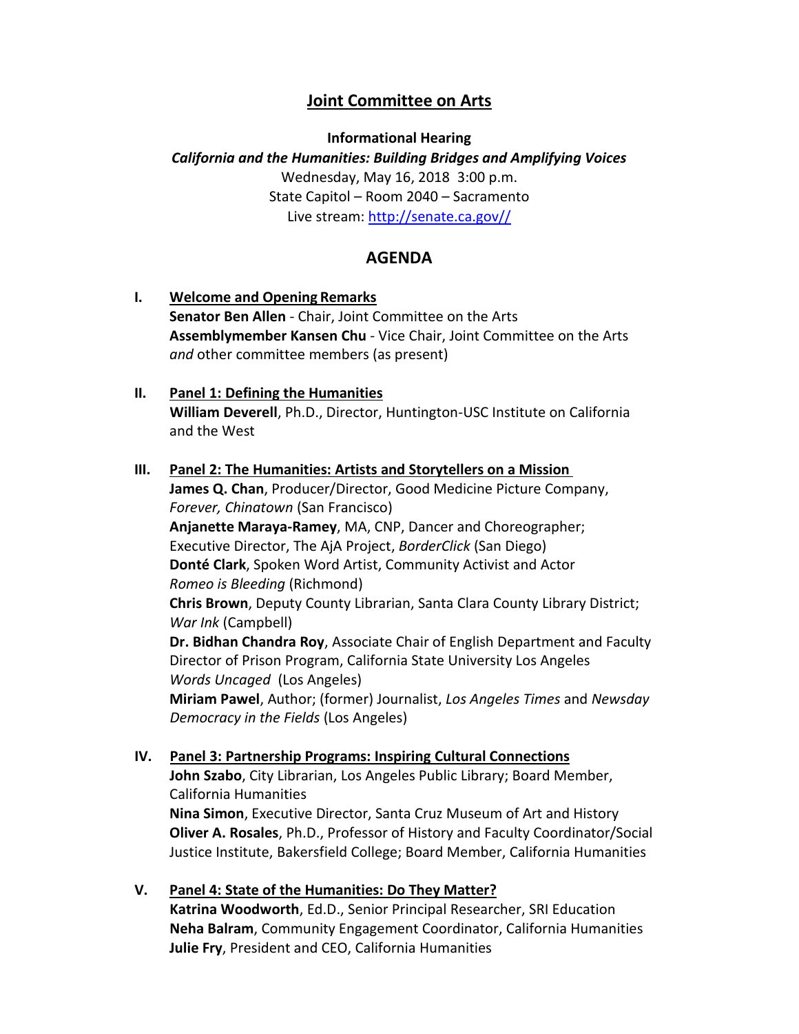# Joint Committee on Arts

**Informational Hearing**

***California and the Humanities: Building Bridges and Amplifying Voices***

Wednesday, May 16, 2018 3:00 p.m.

State Capitol – Room 2040 – Sacramento

Live stream: [http://senate.ca.gov//](http://senate.ca.gov//)

## AGENDA

**I. Welcome and Opening Remarks**

**Senator Ben Allen** - Chair, Joint Committee on the Arts
**Assemblymember Kansen Chu** - Vice Chair, Joint Committee on the Arts
*and* other committee members (as present)

**II. Panel 1: Defining the Humanities**

**William Deverell**, Ph.D., Director, Huntington-USC Institute on California and the West

**III. Panel 2: The Humanities: Artists and Storytellers on a Mission**

**James Q. Chan**, Producer/Director, Good Medicine Picture Company, *Forever, Chinatown* (San Francisco)
**Anjanette Maraya-Ramey**, MA, CNP, Dancer and Choreographer; Executive Director, The AjA Project, *BorderClick* (San Diego)
**Donté Clark**, Spoken Word Artist, Community Activist and Actor *Romeo is Bleeding* (Richmond)
**Chris Brown**, Deputy County Librarian, Santa Clara County Library District; *War Ink* (Campbell)
**Dr. Bidhan Chandra Roy**, Associate Chair of English Department and Faculty Director of Prison Program, California State University Los Angeles *Words Uncaged* (Los Angeles)
**Miriam Pawel**, Author; (former) Journalist, *Los Angeles Times* and *Newsday* *Democracy in the Fields* (Los Angeles)

**IV. Panel 3: Partnership Programs: Inspiring Cultural Connections**

**John Szabo**, City Librarian, Los Angeles Public Library; Board Member, California Humanities
**Nina Simon**, Executive Director, Santa Cruz Museum of Art and History
**Oliver A. Rosales**, Ph.D., Professor of History and Faculty Coordinator/Social Justice Institute, Bakersfield College; Board Member, California Humanities

**V. Panel 4: State of the Humanities: Do They Matter?**

**Katrina Woodworth**, Ed.D., Senior Principal Researcher, SRI Education
**Neha Balram**, Community Engagement Coordinator, California Humanities
**Julie Fry**, President and CEO, California Humanities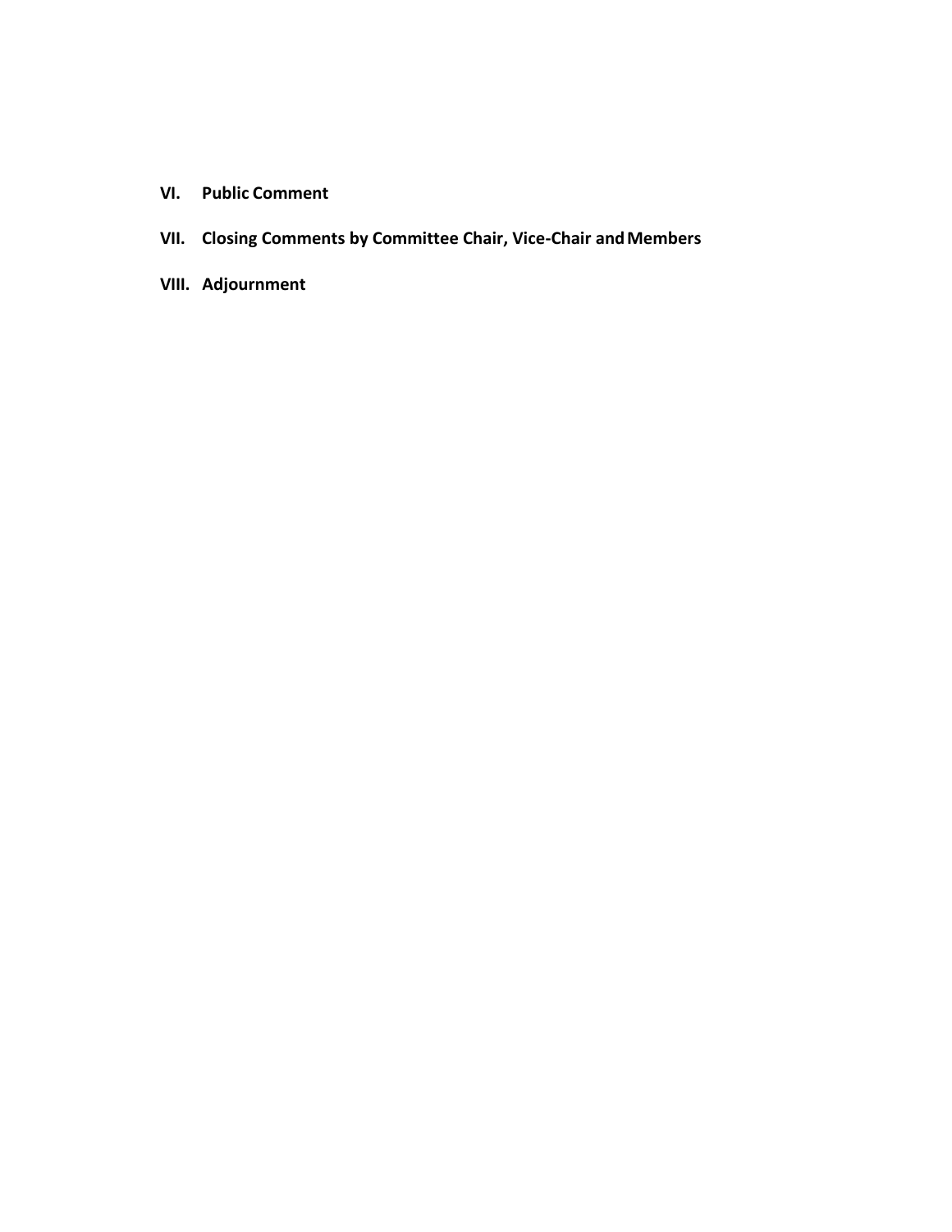**VI. Public Comment**

**VII. Closing Comments by Committee Chair, Vice-Chair and Members**

**VIII. Adjournment**